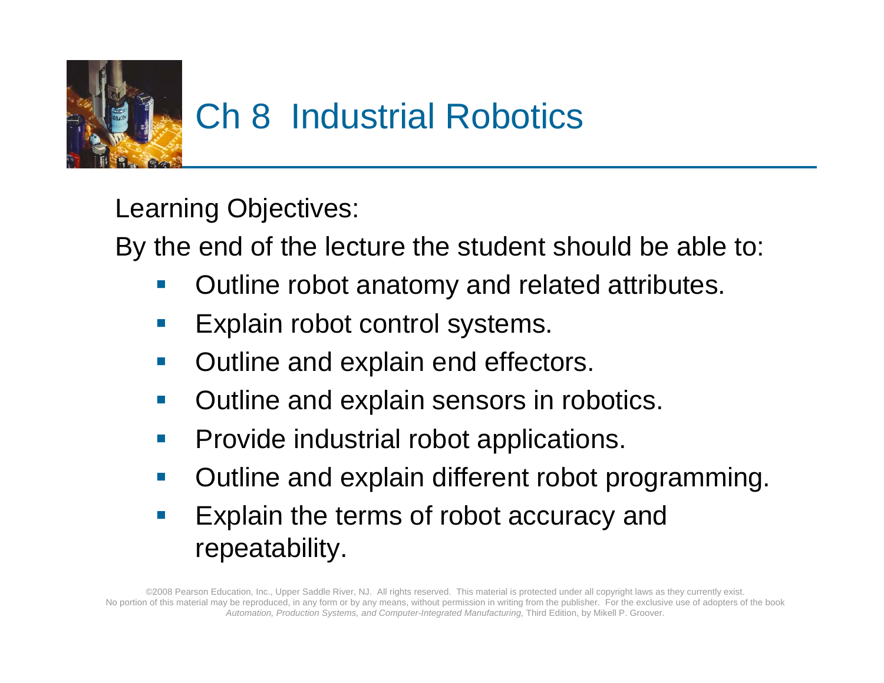# Ch 8 Industrial Robotics

Learning Objectives:

By the end of the lecture the student should be able to:

- Outline robot anatomy and related attributes.
- Explain robot control systems.
- Outline and explain end effectors.
- Outline and explain sensors in robotics.
- Provide industrial robot applications.
- Outline and explain different robot programming.
- Explain the terms of robot accuracy and repeatability.

©2008 Pearson Education, Inc., Upper Saddle River, NJ. All rights reserved. This material is protected under all copyright laws as they currently exist. No portion of this material may be reproduced, in any form or by any means, without permission in writing from the publisher. For the exclusive use of adopters of the book *Automation, Production Systems, and Computer-Integrated Manufacturing,* Third Edition, by Mikell P. Groover.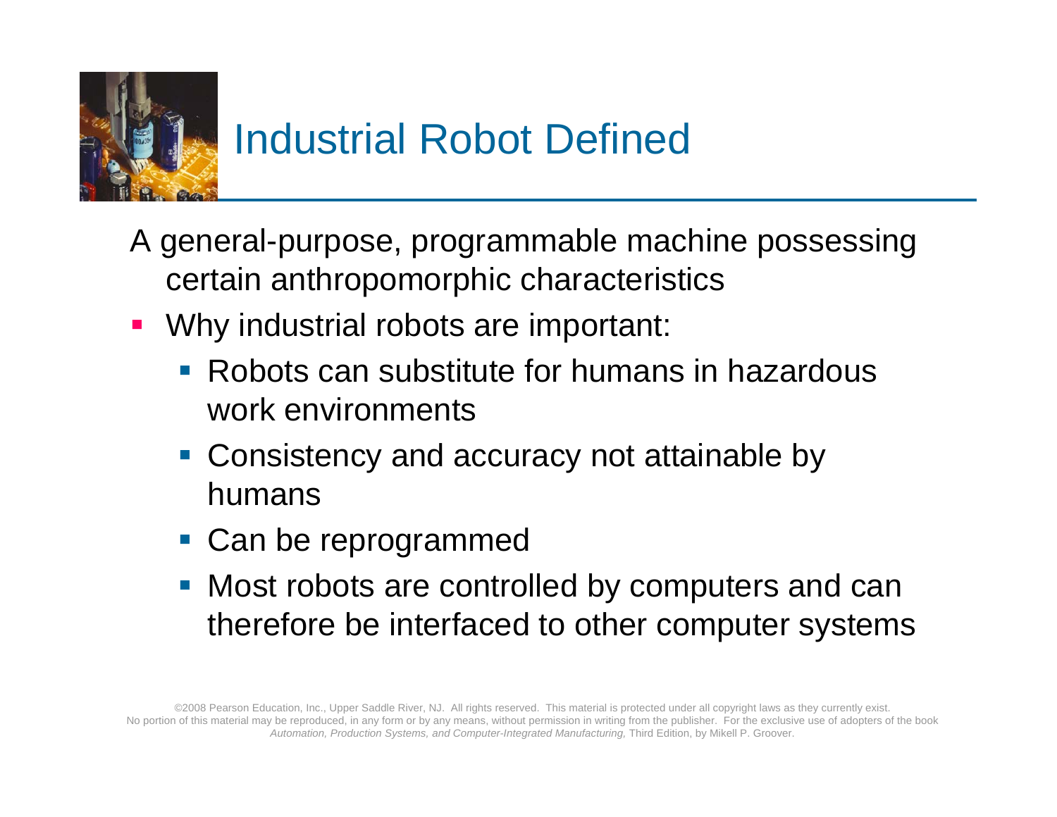# Industrial Robot Defined

A general-purpose, programmable machine possessing certain anthropomorphic characteristics

- Why industrial robots are important:
  - Robots can substitute for humans in hazardous work environments
  - Consistency and accuracy not attainable by humans
  - Can be reprogrammed
  - Most robots are controlled by computers and can therefore be interfaced to other computer systems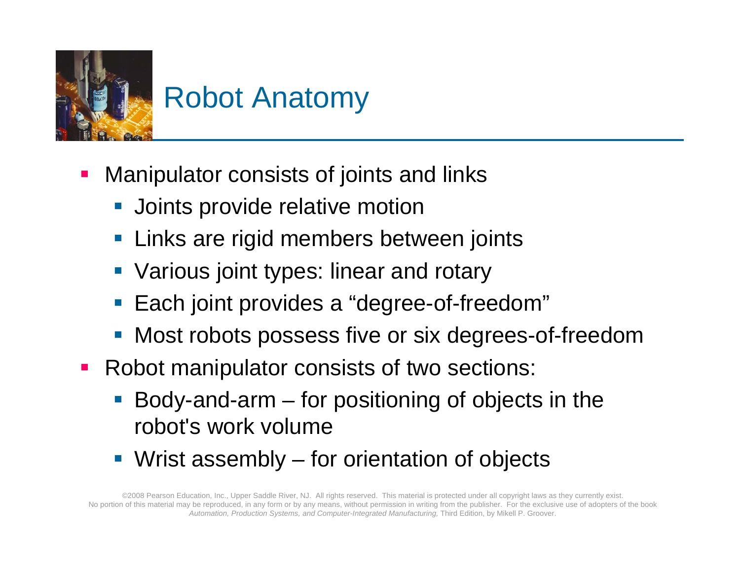# Robot Anatomy

- Manipulator consists of joints and links
  - Joints provide relative motion
  - Links are rigid members between joints
  - Various joint types: linear and rotary
  - Each joint provides a "degree-of-freedom"
  - Most robots possess five or six degrees-of-freedom
- Robot manipulator consists of two sections:
  - Body-and-arm – for positioning of objects in the robot's work volume
  - Wrist assembly – for orientation of objects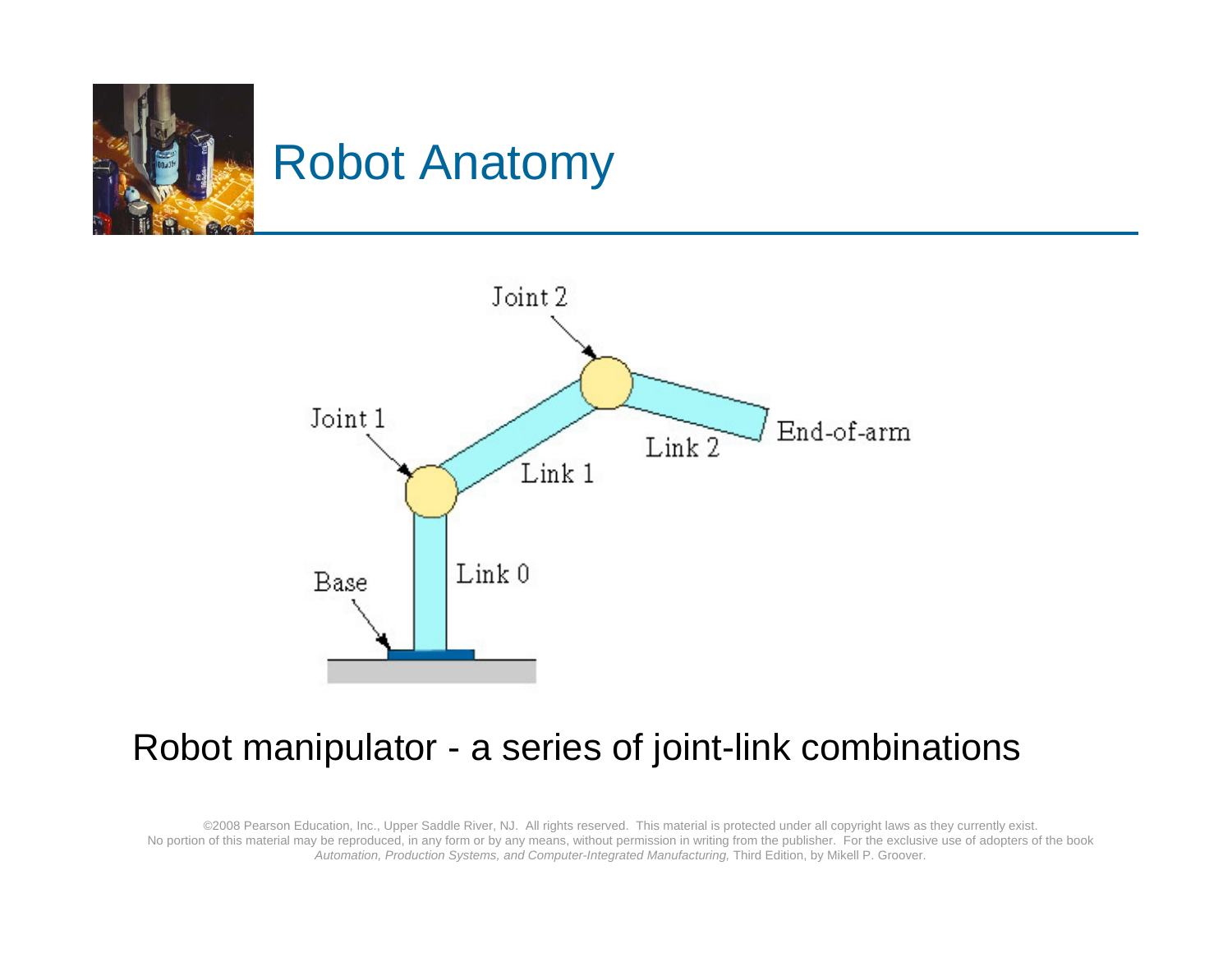# Robot Anatomy

Joint 2

Joint 1

Link 1

Link 2

End-of-arm

Link 0

Base

Robot manipulator - a series of joint-link combinations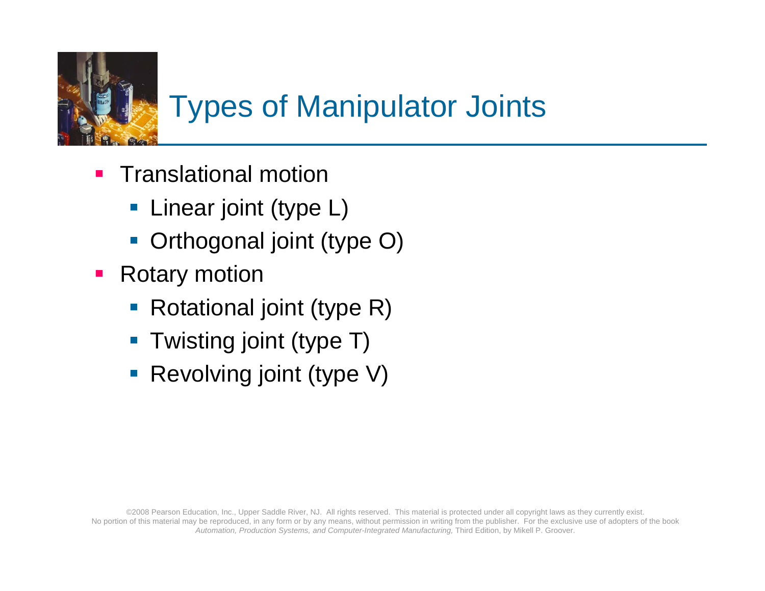# Types of Manipulator Joints

- Translational motion
  - Linear joint (type L)
  - Orthogonal joint (type O)
- Rotary motion
  - Rotational joint (type R)
  - Twisting joint (type T)
  - Revolving joint (type V)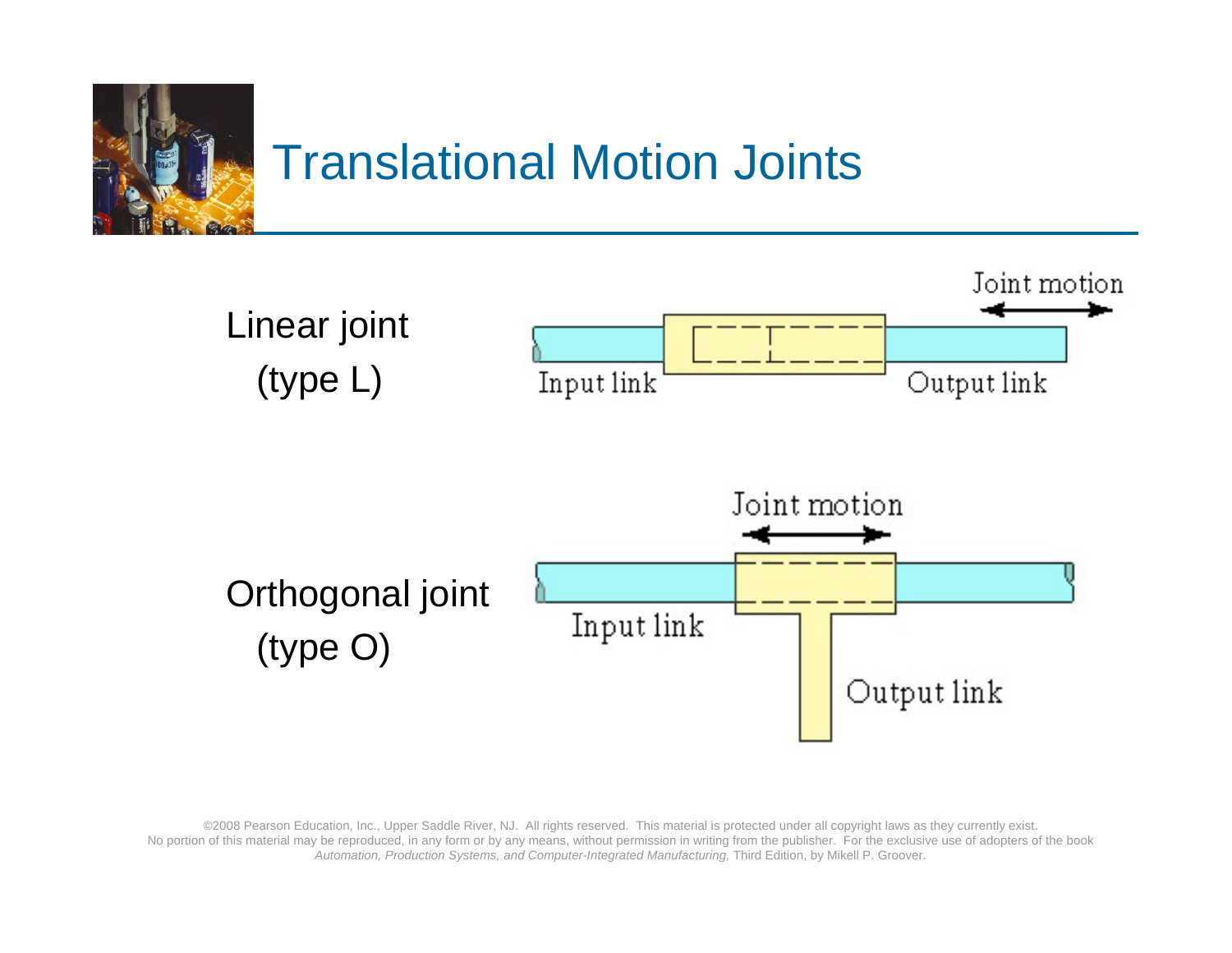# Translational Motion Joints

Linear joint (type L)

Orthogonal joint (type O)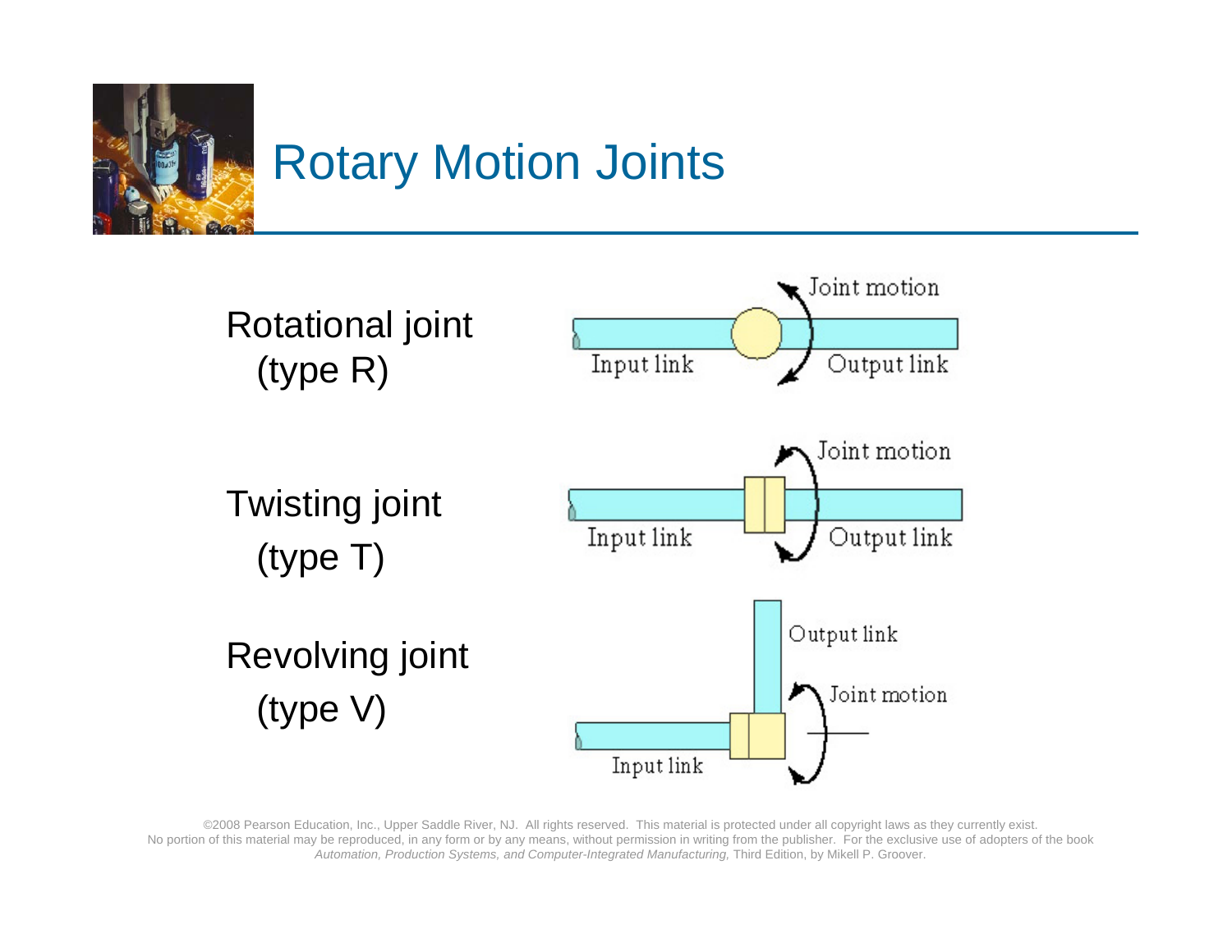# Rotary Motion Joints

Rotational joint
(type R)

Joint motion

Input link

Output link

Twisting joint
(type T)

Joint motion

Input link

Output link

Revolving joint
(type V)

Output link

Joint motion

Input link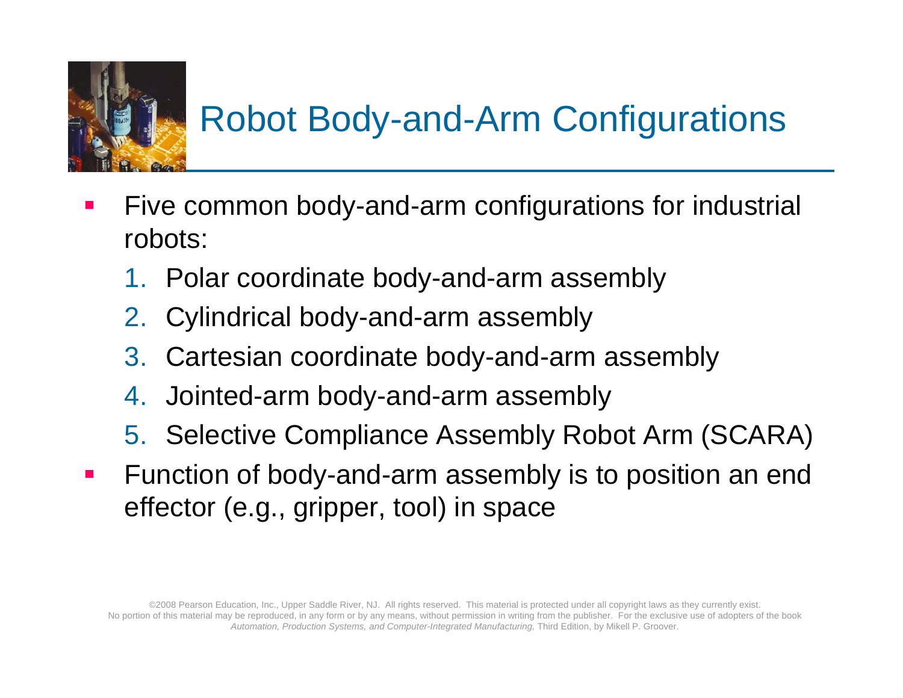# Robot Body-and-Arm Configurations

- Five common body-and-arm configurations for industrial robots:
  1. Polar coordinate body-and-arm assembly
  2. Cylindrical body-and-arm assembly
  3. Cartesian coordinate body-and-arm assembly
  4. Jointed-arm body-and-arm assembly
  5. Selective Compliance Assembly Robot Arm (SCARA)
- Function of body-and-arm assembly is to position an end effector (e.g., gripper, tool) in space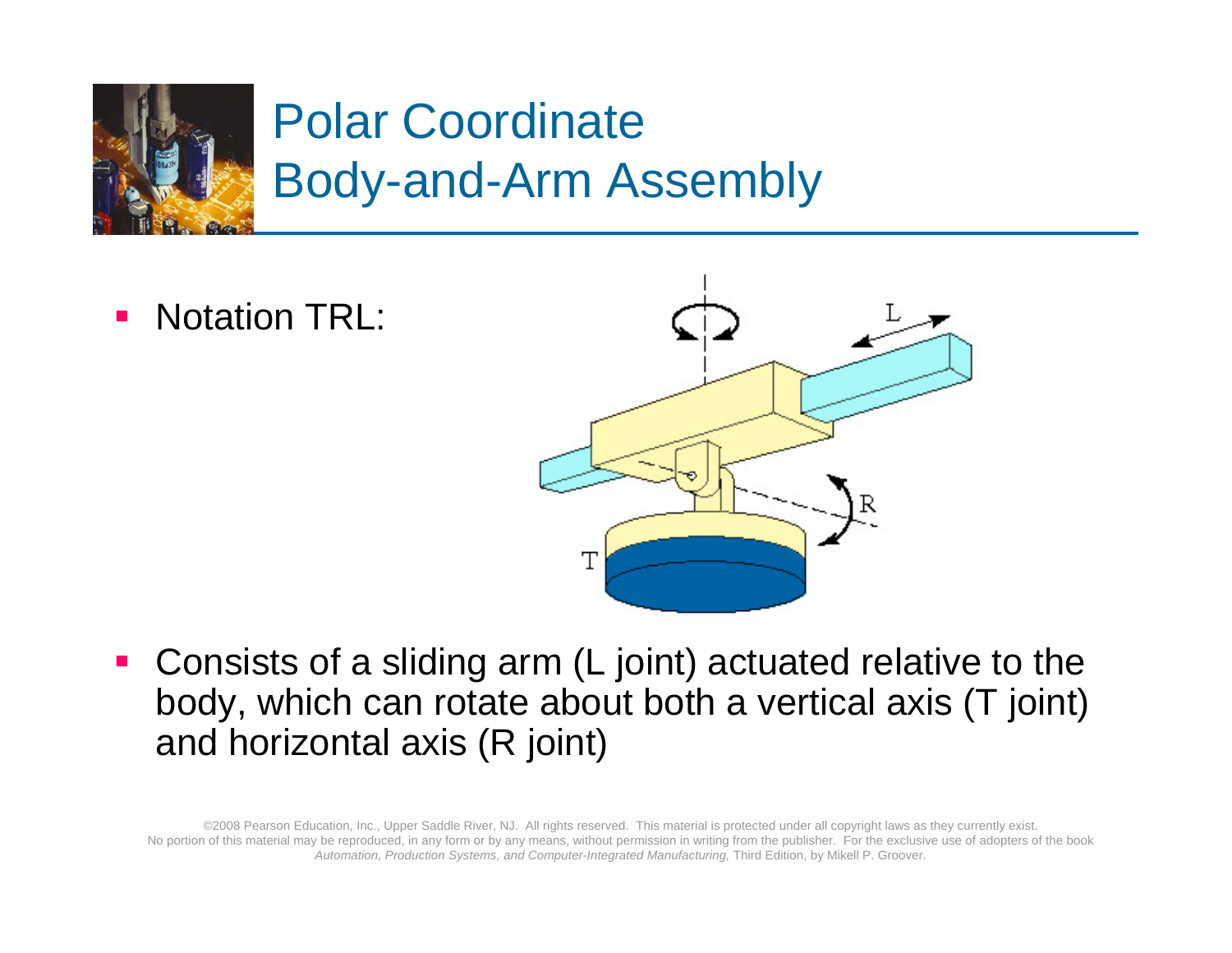# Polar Coordinate Body-and-Arm Assembly

- Notation TRL:

- Consists of a sliding arm (L joint) actuated relative to the body, which can rotate about both a vertical axis (T joint) and horizontal axis (R joint)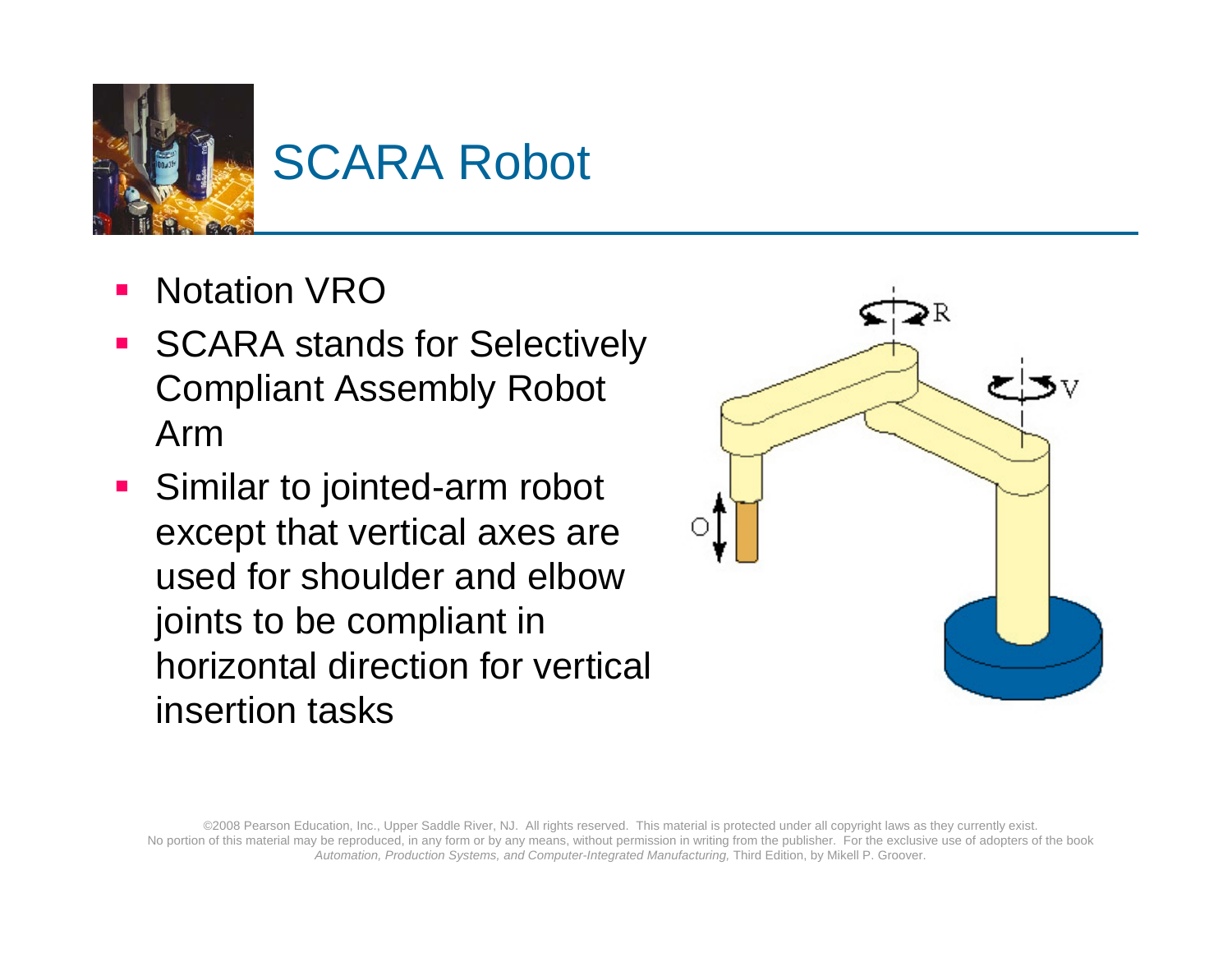# SCARA Robot

- Notation VRO
- SCARA stands for Selectively Compliant Assembly Robot Arm
- Similar to jointed-arm robot except that vertical axes are used for shoulder and elbow joints to be compliant in horizontal direction for vertical insertion tasks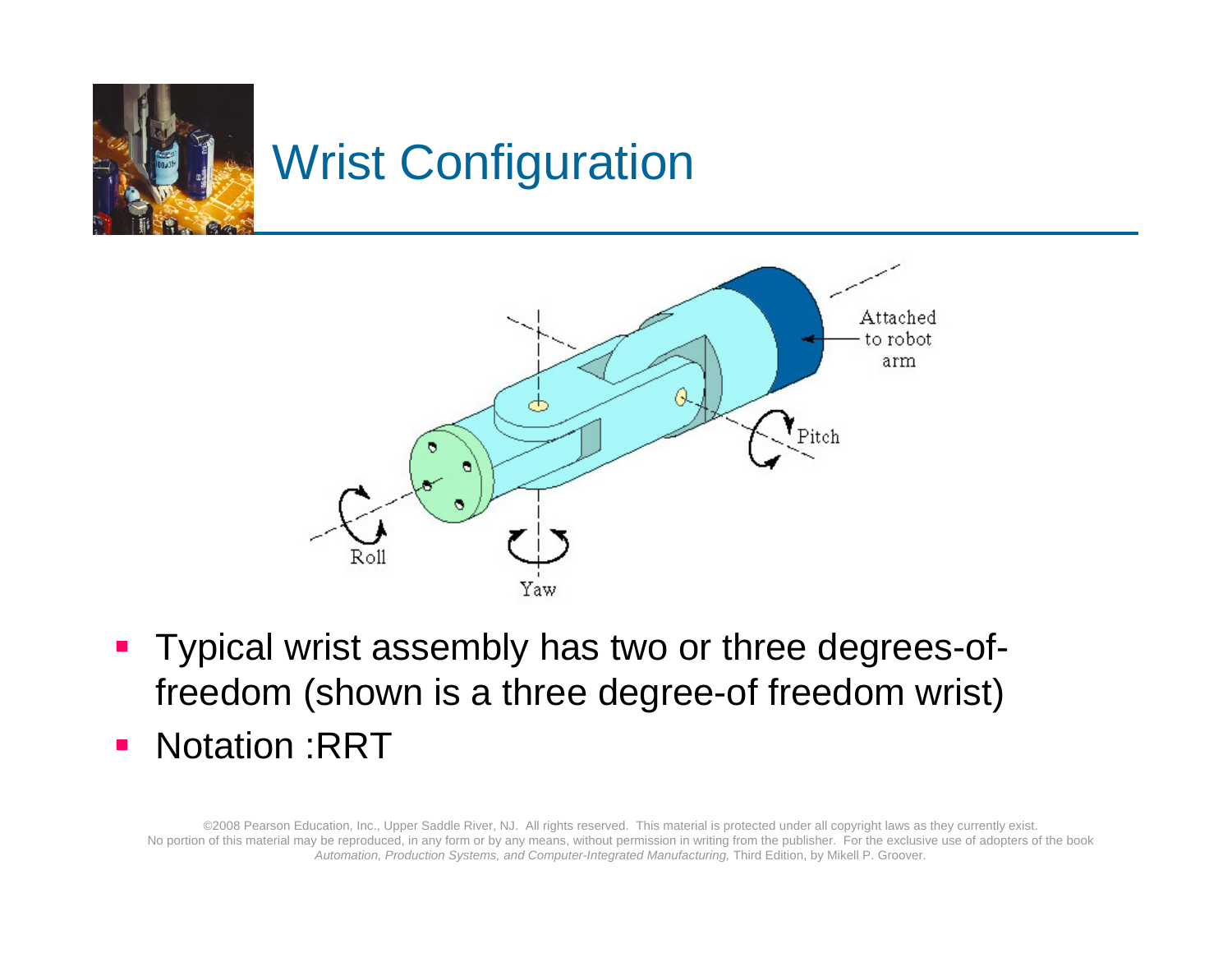# Wrist Configuration

- Typical wrist assembly has two or three degrees-of-freedom (shown is a three degree-of freedom wrist)
- Notation :RRT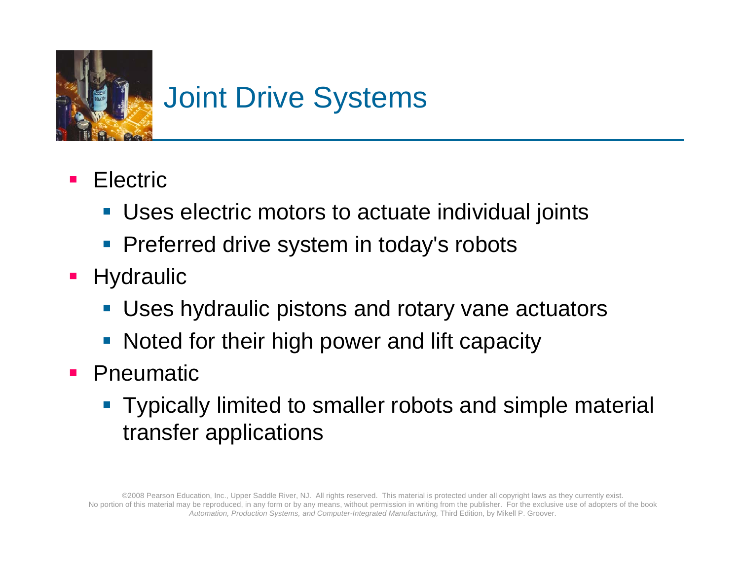# Joint Drive Systems

- Electric
  - Uses electric motors to actuate individual joints
  - Preferred drive system in today's robots
- Hydraulic
  - Uses hydraulic pistons and rotary vane actuators
  - Noted for their high power and lift capacity
- Pneumatic
  - Typically limited to smaller robots and simple material transfer applications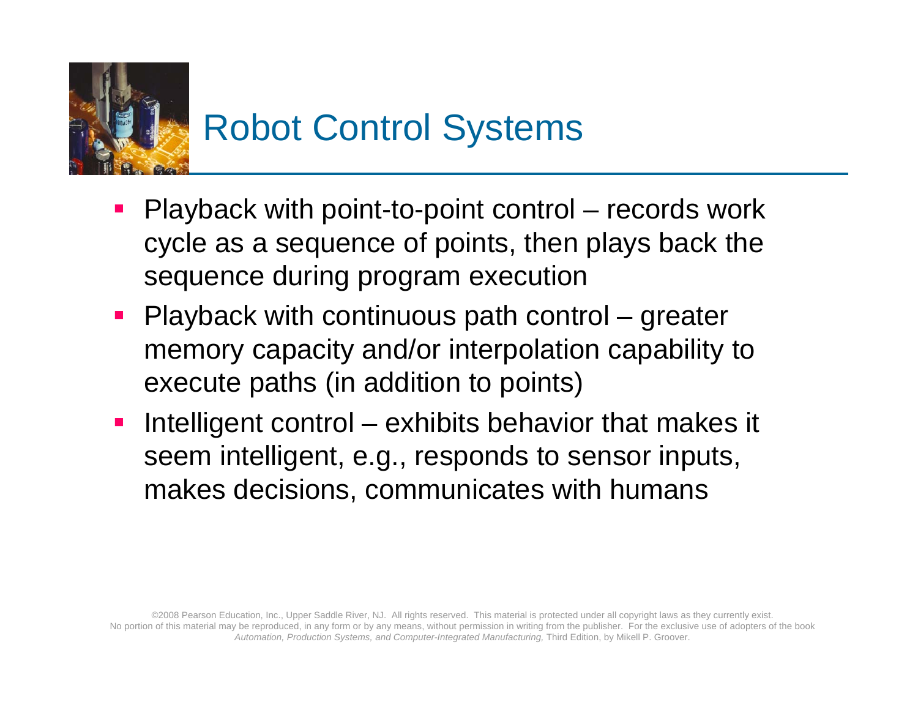# Robot Control Systems

- Playback with point-to-point control – records work cycle as a sequence of points, then plays back the sequence during program execution
- Playback with continuous path control – greater memory capacity and/or interpolation capability to execute paths (in addition to points)
- Intelligent control – exhibits behavior that makes it seem intelligent, e.g., responds to sensor inputs, makes decisions, communicates with humans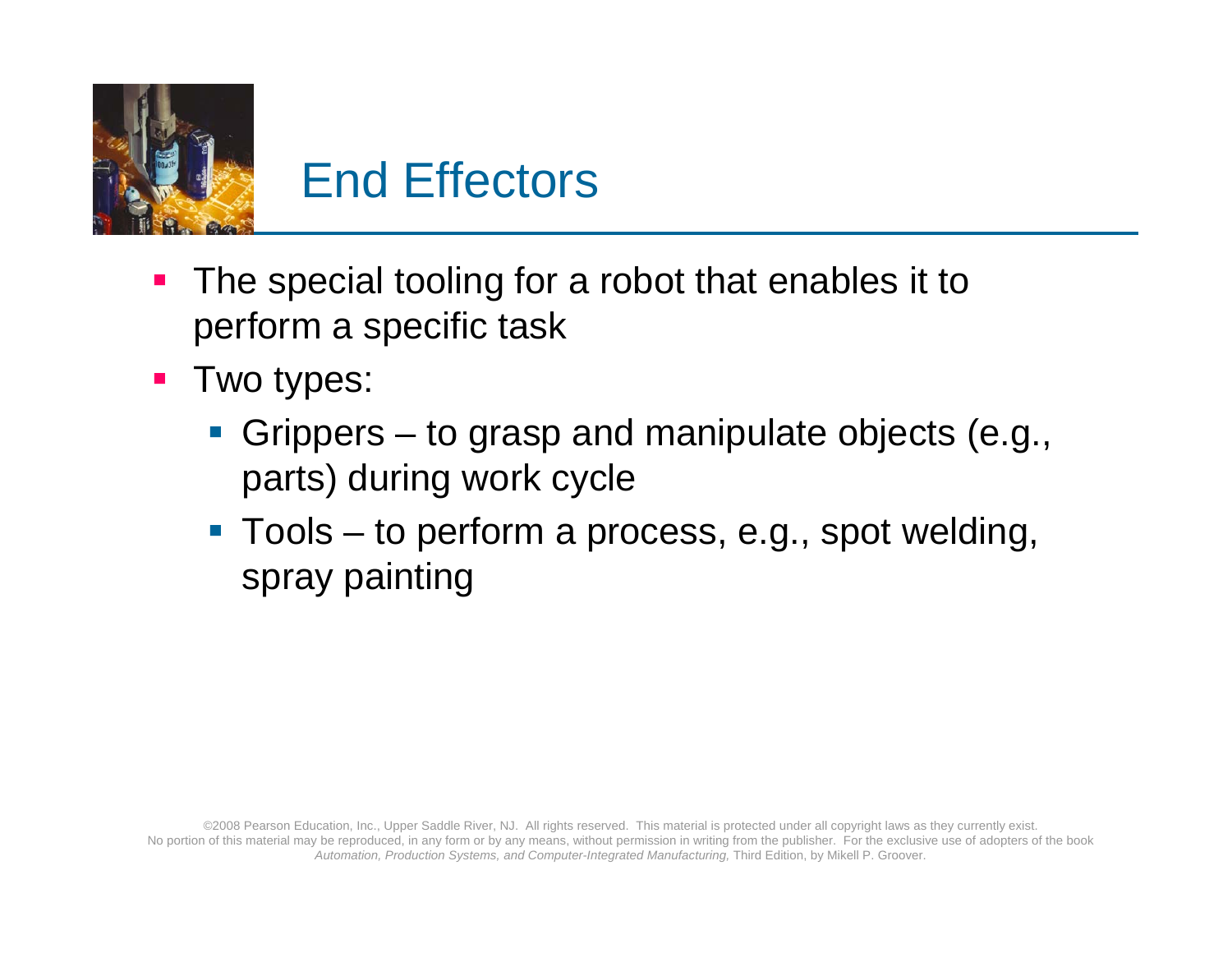# End Effectors

- The special tooling for a robot that enables it to perform a specific task
- Two types:
  - Grippers – to grasp and manipulate objects (e.g., parts) during work cycle
  - Tools – to perform a process, e.g., spot welding, spray painting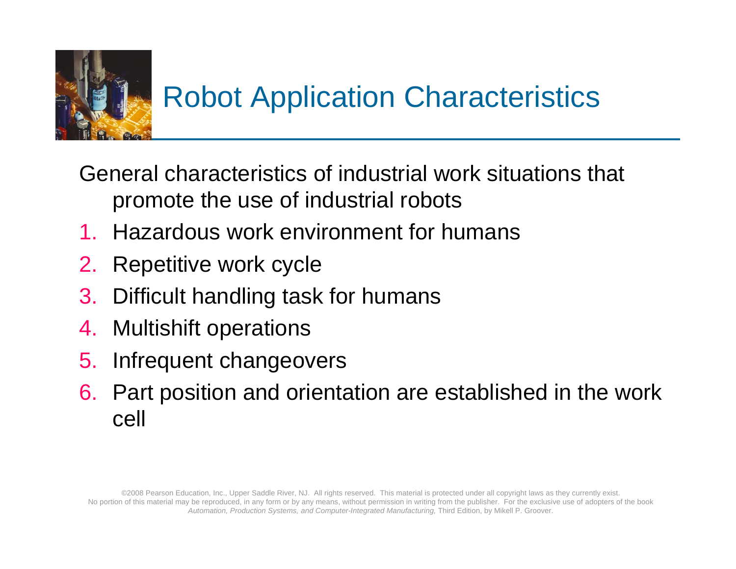# Robot Application Characteristics

General characteristics of industrial work situations that promote the use of industrial robots

1. Hazardous work environment for humans
2. Repetitive work cycle
3. Difficult handling task for humans
4. Multishift operations
5. Infrequent changeovers
6. Part position and orientation are established in the work cell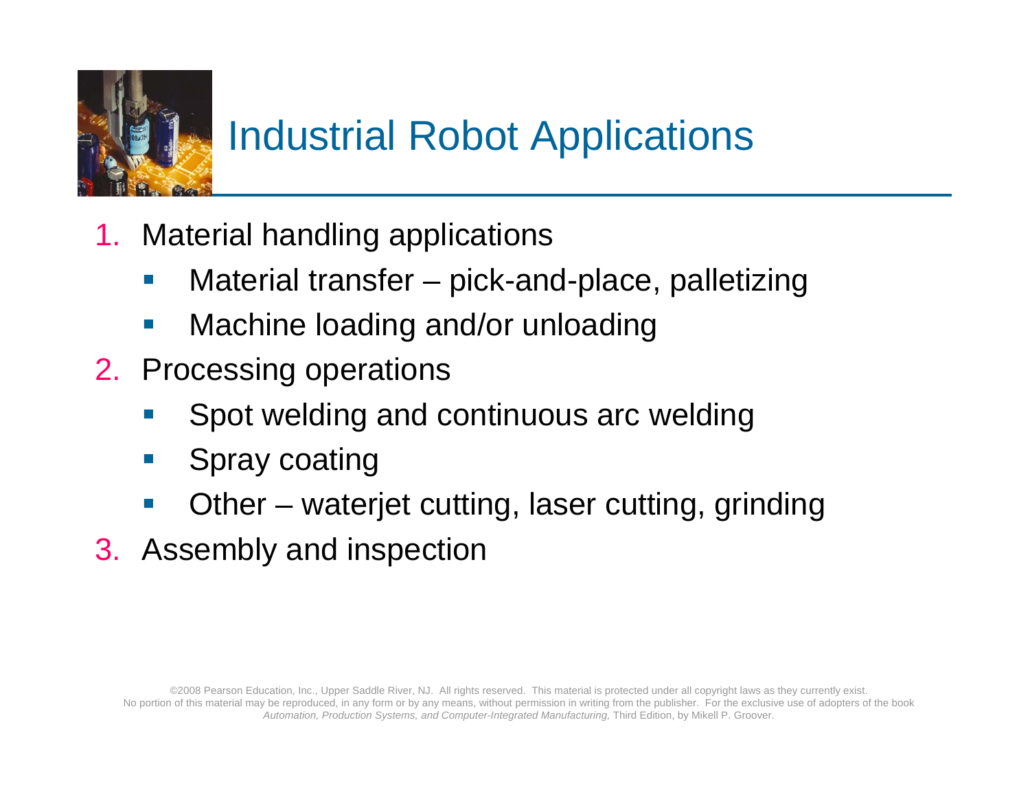# Industrial Robot Applications

1. Material handling applications
   - Material transfer – pick-and-place, palletizing
   - Machine loading and/or unloading
2. Processing operations
   - Spot welding and continuous arc welding
   - Spray coating
   - Other – waterjet cutting, laser cutting, grinding
3. Assembly and inspection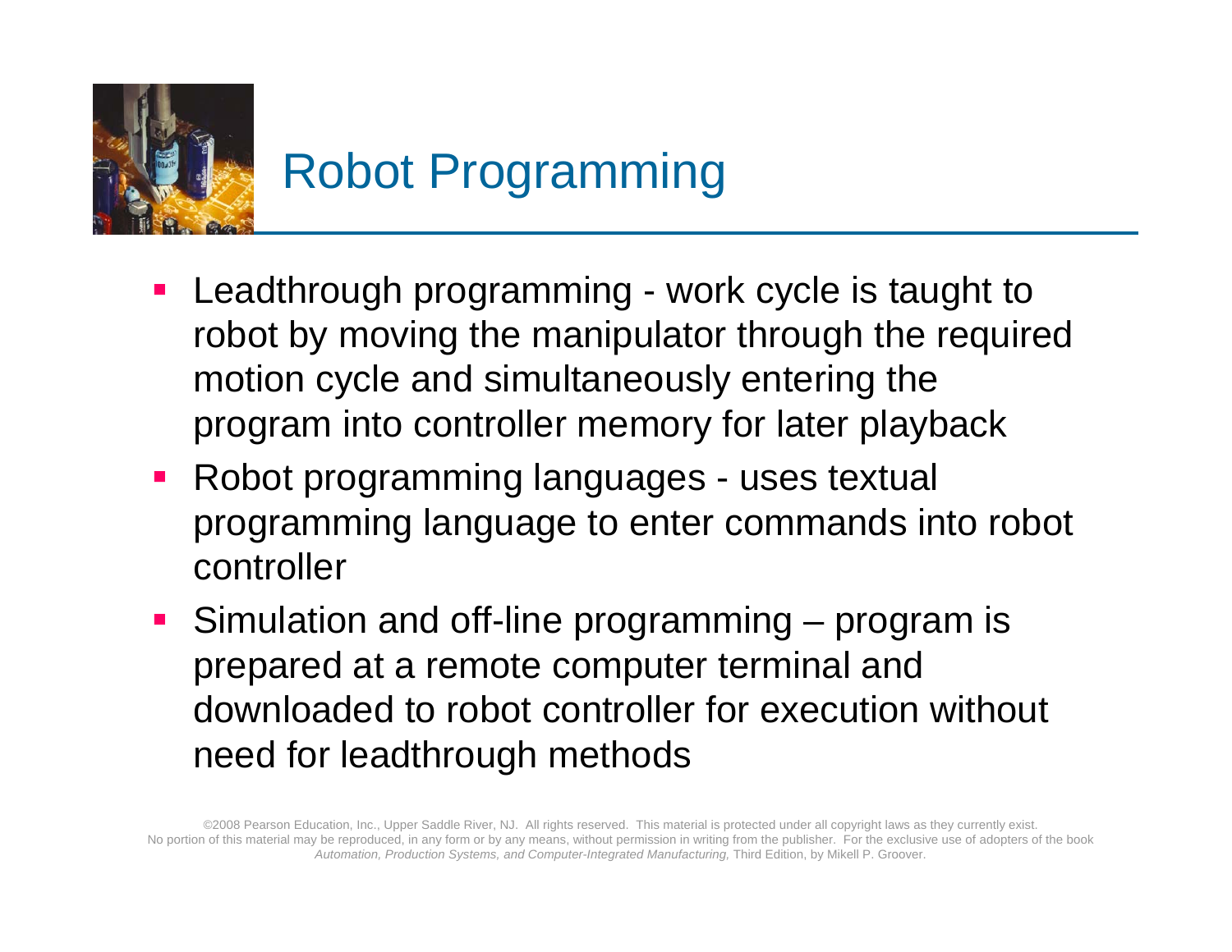# Robot Programming

- Leadthrough programming - work cycle is taught to robot by moving the manipulator through the required motion cycle and simultaneously entering the program into controller memory for later playback
- Robot programming languages - uses textual programming language to enter commands into robot controller
- Simulation and off-line programming – program is prepared at a remote computer terminal and downloaded to robot controller for execution without need for leadthrough methods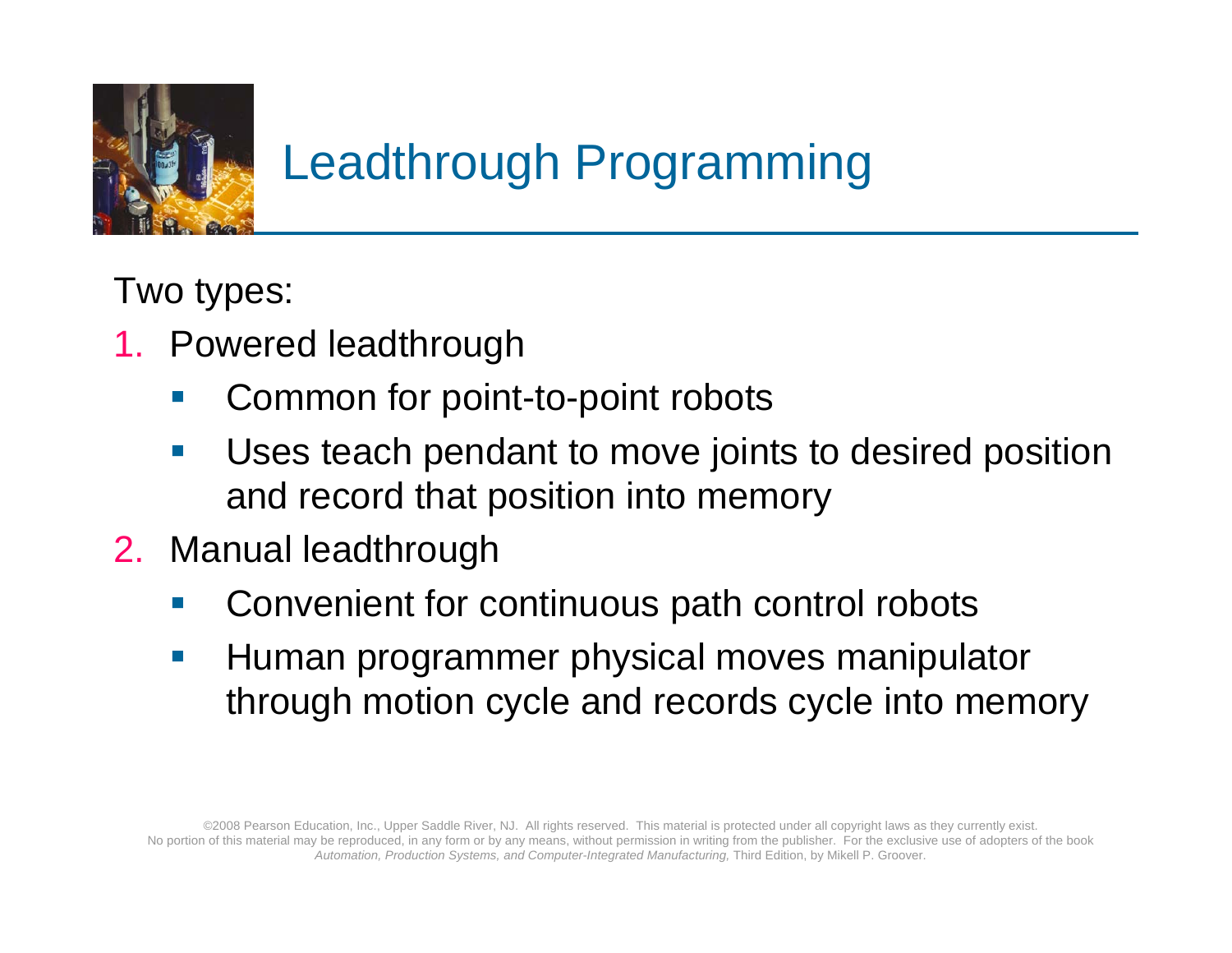# Leadthrough Programming

Two types:

1. Powered leadthrough
   - Common for point-to-point robots
   - Uses teach pendant to move joints to desired position and record that position into memory
2. Manual leadthrough
   - Convenient for continuous path control robots
   - Human programmer physical moves manipulator through motion cycle and records cycle into memory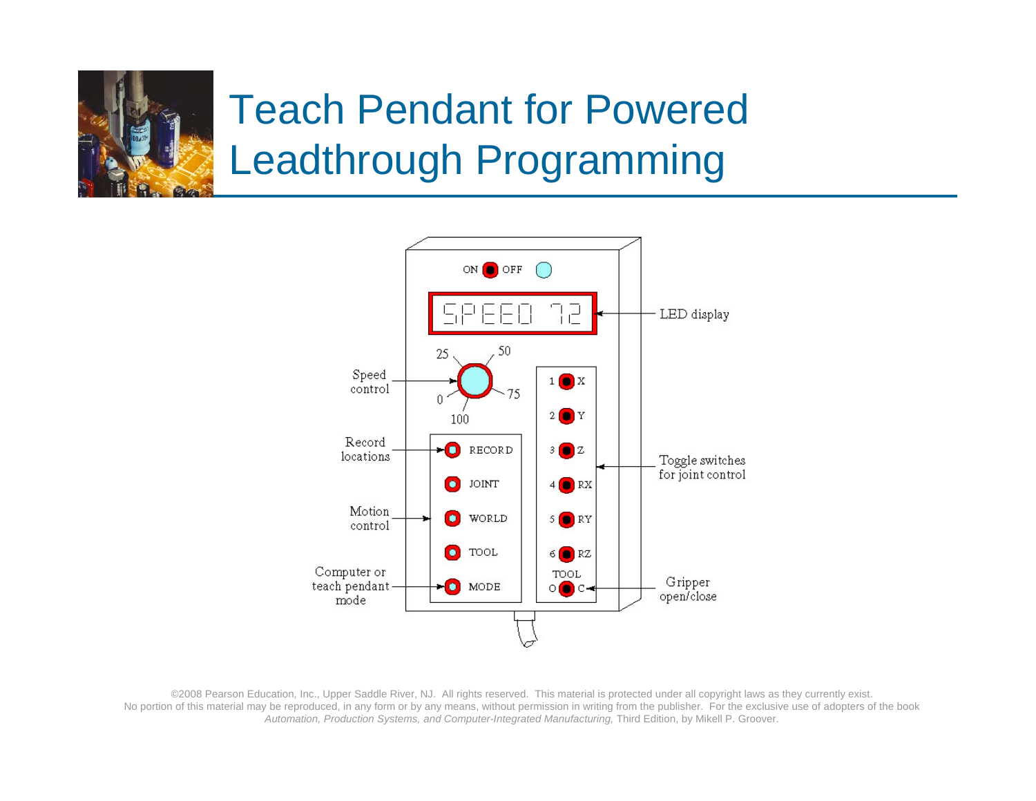# Teach Pendant for Powered Leadthrough Programming

ON OFF

SPEED 72

LED display

Speed control

25 50 0 75 100

Record locations

RECORD

JOINT

Motion control

WORLD

TOOL

Computer or teach pendant mode

MODE

1 X

2 Y

3 Z

4 RX

5 RY

6 RZ

Toggle switches for joint control

TOOL

O C

Gripper open/close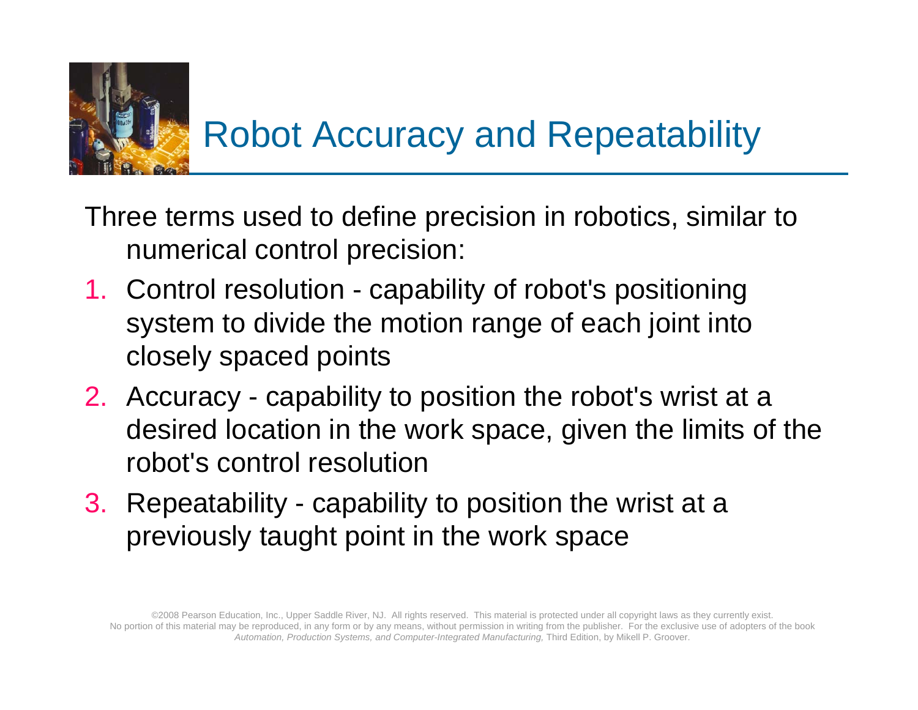# Robot Accuracy and Repeatability

Three terms used to define precision in robotics, similar to numerical control precision:

1. Control resolution - capability of robot's positioning system to divide the motion range of each joint into closely spaced points
2. Accuracy - capability to position the robot's wrist at a desired location in the work space, given the limits of the robot's control resolution
3. Repeatability - capability to position the wrist at a previously taught point in the work space